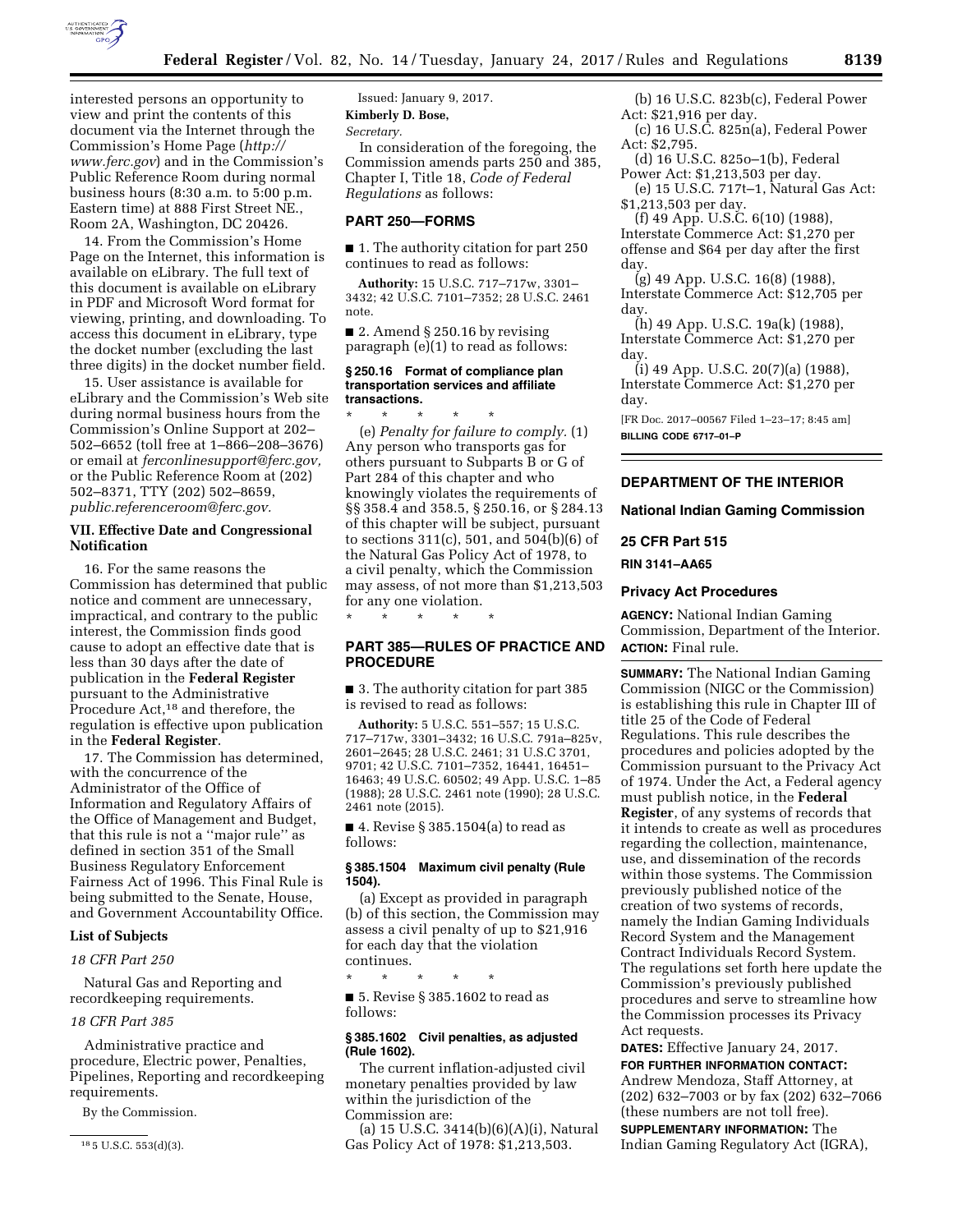interested persons an opportunity to view and print the contents of this document via the Internet through the Commission's Home Page (*http://www.ferc.gov*) and in the Commission's Public Reference Room during normal business hours (8:30 a.m. to 5:00 p.m. Eastern time) at 888 First Street NE., Room 2A, Washington, DC 20426.

14. From the Commission's Home Page on the Internet, this information is available on eLibrary. The full text of this document is available on eLibrary in PDF and Microsoft Word format for viewing, printing, and downloading. To access this document in eLibrary, type the docket number (excluding the last three digits) in the docket number field.

15. User assistance is available for eLibrary and the Commission's Web site during normal business hours from the Commission's Online Support at 202–502–6652 (toll free at 1–866–208–3676) or email at *ferconlinesupport@ferc.gov,* or the Public Reference Room at (202) 502–8371, TTY (202) 502–8659, *public.referenceroom@ferc.gov.*

### VII. Effective Date and Congressional Notification

16. For the same reasons the Commission has determined that public notice and comment are unnecessary, impractical, and contrary to the public interest, the Commission finds good cause to adopt an effective date that is less than 30 days after the date of publication in the **Federal Register** pursuant to the Administrative Procedure Act,[18] and therefore, the regulation is effective upon publication in the **Federal Register**.

17. The Commission has determined, with the concurrence of the Administrator of the Office of Information and Regulatory Affairs of the Office of Management and Budget, that this rule is not a ''major rule'' as defined in section 351 of the Small Business Regulatory Enforcement Fairness Act of 1996. This Final Rule is being submitted to the Senate, House, and Government Accountability Office.

### List of Subjects

*18 CFR Part 250*

Natural Gas and Reporting and recordkeeping requirements.

*18 CFR Part 385*

Administrative practice and procedure, Electric power, Penalties, Pipelines, Reporting and recordkeeping requirements.

By the Commission.

[18] 5 U.S.C. 553(d)(3).

Issued: January 9, 2017.

**Kimberly D. Bose,**

*Secretary.*

In consideration of the foregoing, the Commission amends parts 250 and 385, Chapter I, Title 18, *Code of Federal Regulations* as follows:

## PART 250—FORMS

■ 1. The authority citation for part 250 continues to read as follows:

**Authority:** 15 U.S.C. 717–717w, 3301–3432; 42 U.S.C. 7101–7352; 28 U.S.C. 2461 note.

■ 2. Amend § 250.16 by revising paragraph (e)(1) to read as follows:

#### § 250.16 Format of compliance plan transportation services and affiliate transactions.

\* \* \* \* \*

(e) *Penalty for failure to comply.* (1) Any person who transports gas for others pursuant to Subparts B or G of Part 284 of this chapter and who knowingly violates the requirements of §§ 358.4 and 358.5, § 250.16, or § 284.13 of this chapter will be subject, pursuant to sections 311(c), 501, and 504(b)(6) of the Natural Gas Policy Act of 1978, to a civil penalty, which the Commission may assess, of not more than $1,213,503 for any one violation.

\* \* \* \* \*

## PART 385—RULES OF PRACTICE AND PROCEDURE

■ 3. The authority citation for part 385 is revised to read as follows:

**Authority:** 5 U.S.C. 551–557; 15 U.S.C. 717–717w, 3301–3432; 16 U.S.C. 791a–825v, 2601–2645; 28 U.S.C. 2461; 31 U.S.C 3701, 9701; 42 U.S.C. 7101–7352, 16441, 16451–16463; 49 U.S.C. 60502; 49 App. U.S.C. 1–85 (1988); 28 U.S.C. 2461 note (1990); 28 U.S.C. 2461 note (2015).

■ 4. Revise § 385.1504(a) to read as follows:

#### § 385.1504 Maximum civil penalty (Rule 1504).

(a) Except as provided in paragraph (b) of this section, the Commission may assess a civil penalty of up to $21,916 for each day that the violation continues.

\* \* \* \* \*

■ 5. Revise § 385.1602 to read as follows:

#### § 385.1602 Civil penalties, as adjusted (Rule 1602).

The current inflation-adjusted civil monetary penalties provided by law within the jurisdiction of the Commission are:

(a) 15 U.S.C. 3414(b)(6)(A)(i), Natural Gas Policy Act of 1978: $1,213,503.

(b) 16 U.S.C. 823b(c), Federal Power Act: $21,916 per day.

(c) 16 U.S.C. 825n(a), Federal Power Act: $2,795.

(d) 16 U.S.C. 825o–1(b), Federal Power Act: $1,213,503 per day.

(e) 15 U.S.C. 717t–1, Natural Gas Act: $1,213,503 per day.

(f) 49 App. U.S.C. 6(10) (1988), Interstate Commerce Act: $1,270 per offense and $64 per day after the first day.

(g) 49 App. U.S.C. 16(8) (1988), Interstate Commerce Act: $12,705 per day.

(h) 49 App. U.S.C. 19a(k) (1988), Interstate Commerce Act: $1,270 per day.

(i) 49 App. U.S.C. 20(7)(a) (1988), Interstate Commerce Act: $1,270 per day.

[FR Doc. 2017–00567 Filed 1–23–17; 8:45 am]

**BILLING CODE 6717–01–P**

## DEPARTMENT OF THE INTERIOR

### National Indian Gaming Commission

### 25 CFR Part 515

**RIN 3141–AA65**

### Privacy Act Procedures

**AGENCY:** National Indian Gaming Commission, Department of the Interior.

**ACTION:** Final rule.

**SUMMARY:** The National Indian Gaming Commission (NIGC or the Commission) is establishing this rule in Chapter III of title 25 of the Code of Federal Regulations. This rule describes the procedures and policies adopted by the Commission pursuant to the Privacy Act of 1974. Under the Act, a Federal agency must publish notice, in the **Federal Register**, of any systems of records that it intends to create as well as procedures regarding the collection, maintenance, use, and dissemination of the records within those systems. The Commission previously published notice of the creation of two systems of records, namely the Indian Gaming Individuals Record System and the Management Contract Individuals Record System. The regulations set forth here update the Commission's previously published procedures and serve to streamline how the Commission processes its Privacy Act requests.

**DATES:** Effective January 24, 2017.

**FOR FURTHER INFORMATION CONTACT:** Andrew Mendoza, Staff Attorney, at (202) 632–7003 or by fax (202) 632–7066 (these numbers are not toll free).

**SUPPLEMENTARY INFORMATION:** The Indian Gaming Regulatory Act (IGRA),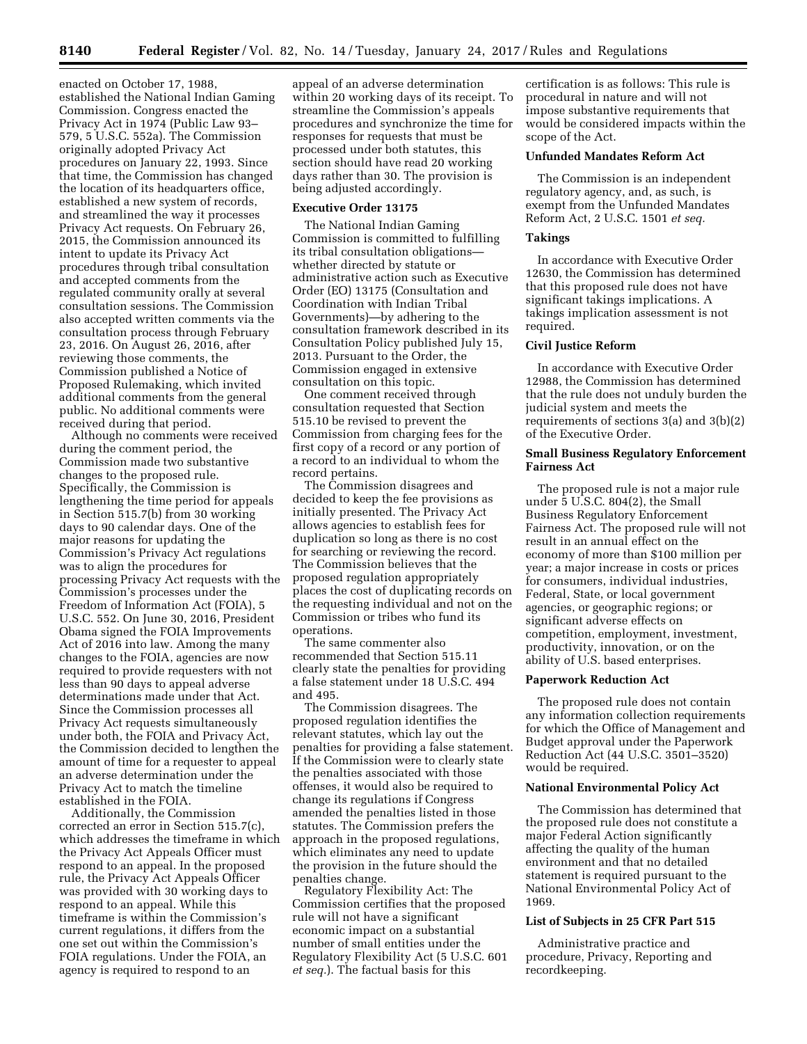enacted on October 17, 1988, established the National Indian Gaming Commission. Congress enacted the Privacy Act in 1974 (Public Law 93–579, 5 U.S.C. 552a). The Commission originally adopted Privacy Act procedures on January 22, 1993. Since that time, the Commission has changed the location of its headquarters office, established a new system of records, and streamlined the way it processes Privacy Act requests. On February 26, 2015, the Commission announced its intent to update its Privacy Act procedures through tribal consultation and accepted comments from the regulated community orally at several consultation sessions. The Commission also accepted written comments via the consultation process through February 23, 2016. On August 26, 2016, after reviewing those comments, the Commission published a Notice of Proposed Rulemaking, which invited additional comments from the general public. No additional comments were received during that period.

Although no comments were received during the comment period, the Commission made two substantive changes to the proposed rule. Specifically, the Commission is lengthening the time period for appeals in Section 515.7(b) from 30 working days to 90 calendar days. One of the major reasons for updating the Commission's Privacy Act regulations was to align the procedures for processing Privacy Act requests with the Commission's processes under the Freedom of Information Act (FOIA), 5 U.S.C. 552. On June 30, 2016, President Obama signed the FOIA Improvements Act of 2016 into law. Among the many changes to the FOIA, agencies are now required to provide requesters with not less than 90 days to appeal adverse determinations made under that Act. Since the Commission processes all Privacy Act requests simultaneously under both, the FOIA and Privacy Act, the Commission decided to lengthen the amount of time for a requester to appeal an adverse determination under the Privacy Act to match the timeline established in the FOIA.

Additionally, the Commission corrected an error in Section 515.7(c), which addresses the timeframe in which the Privacy Act Appeals Officer must respond to an appeal. In the proposed rule, the Privacy Act Appeals Officer was provided with 30 working days to respond to an appeal. While this timeframe is within the Commission's current regulations, it differs from the one set out within the Commission's FOIA regulations. Under the FOIA, an agency is required to respond to an appeal of an adverse determination within 20 working days of its receipt. To streamline the Commission's appeals procedures and synchronize the time for responses for requests that must be processed under both statutes, this section should have read 20 working days rather than 30. The provision is being adjusted accordingly.

**Executive Order 13175**

The National Indian Gaming Commission is committed to fulfilling its tribal consultation obligations—whether directed by statute or administrative action such as Executive Order (EO) 13175 (Consultation and Coordination with Indian Tribal Governments)—by adhering to the consultation framework described in its Consultation Policy published July 15, 2013. Pursuant to the Order, the Commission engaged in extensive consultation on this topic.

One comment received through consultation requested that Section 515.10 be revised to prevent the Commission from charging fees for the first copy of a record or any portion of a record to an individual to whom the record pertains.

The Commission disagrees and decided to keep the fee provisions as initially presented. The Privacy Act allows agencies to establish fees for duplication so long as there is no cost for searching or reviewing the record. The Commission believes that the proposed regulation appropriately places the cost of duplicating records on the requesting individual and not on the Commission or tribes who fund its operations.

The same commenter also recommended that Section 515.11 clearly state the penalties for providing a false statement under 18 U.S.C. 494 and 495.

The Commission disagrees. The proposed regulation identifies the relevant statutes, which lay out the penalties for providing a false statement. If the Commission were to clearly state the penalties associated with those offenses, it would also be required to change its regulations if Congress amended the penalties listed in those statutes. The Commission prefers the approach in the proposed regulations, which eliminates any need to update the provision in the future should the penalties change.

Regulatory Flexibility Act: The Commission certifies that the proposed rule will not have a significant economic impact on a substantial number of small entities under the Regulatory Flexibility Act (5 U.S.C. 601 *et seq.*). The factual basis for this certification is as follows: This rule is procedural in nature and will not impose substantive requirements that would be considered impacts within the scope of the Act.

**Unfunded Mandates Reform Act**

The Commission is an independent regulatory agency, and, as such, is exempt from the Unfunded Mandates Reform Act, 2 U.S.C. 1501 *et seq.*

**Takings**

In accordance with Executive Order 12630, the Commission has determined that this proposed rule does not have significant takings implications. A takings implication assessment is not required.

**Civil Justice Reform**

In accordance with Executive Order 12988, the Commission has determined that the rule does not unduly burden the judicial system and meets the requirements of sections 3(a) and 3(b)(2) of the Executive Order.

**Small Business Regulatory Enforcement Fairness Act**

The proposed rule is not a major rule under 5 U.S.C. 804(2), the Small Business Regulatory Enforcement Fairness Act. The proposed rule will not result in an annual effect on the economy of more than $100 million per year; a major increase in costs or prices for consumers, individual industries, Federal, State, or local government agencies, or geographic regions; or significant adverse effects on competition, employment, investment, productivity, innovation, or on the ability of U.S. based enterprises.

**Paperwork Reduction Act**

The proposed rule does not contain any information collection requirements for which the Office of Management and Budget approval under the Paperwork Reduction Act (44 U.S.C. 3501–3520) would be required.

**National Environmental Policy Act**

The Commission has determined that the proposed rule does not constitute a major Federal Action significantly affecting the quality of the human environment and that no detailed statement is required pursuant to the National Environmental Policy Act of 1969.

**List of Subjects in 25 CFR Part 515**

Administrative practice and procedure, Privacy, Reporting and recordkeeping.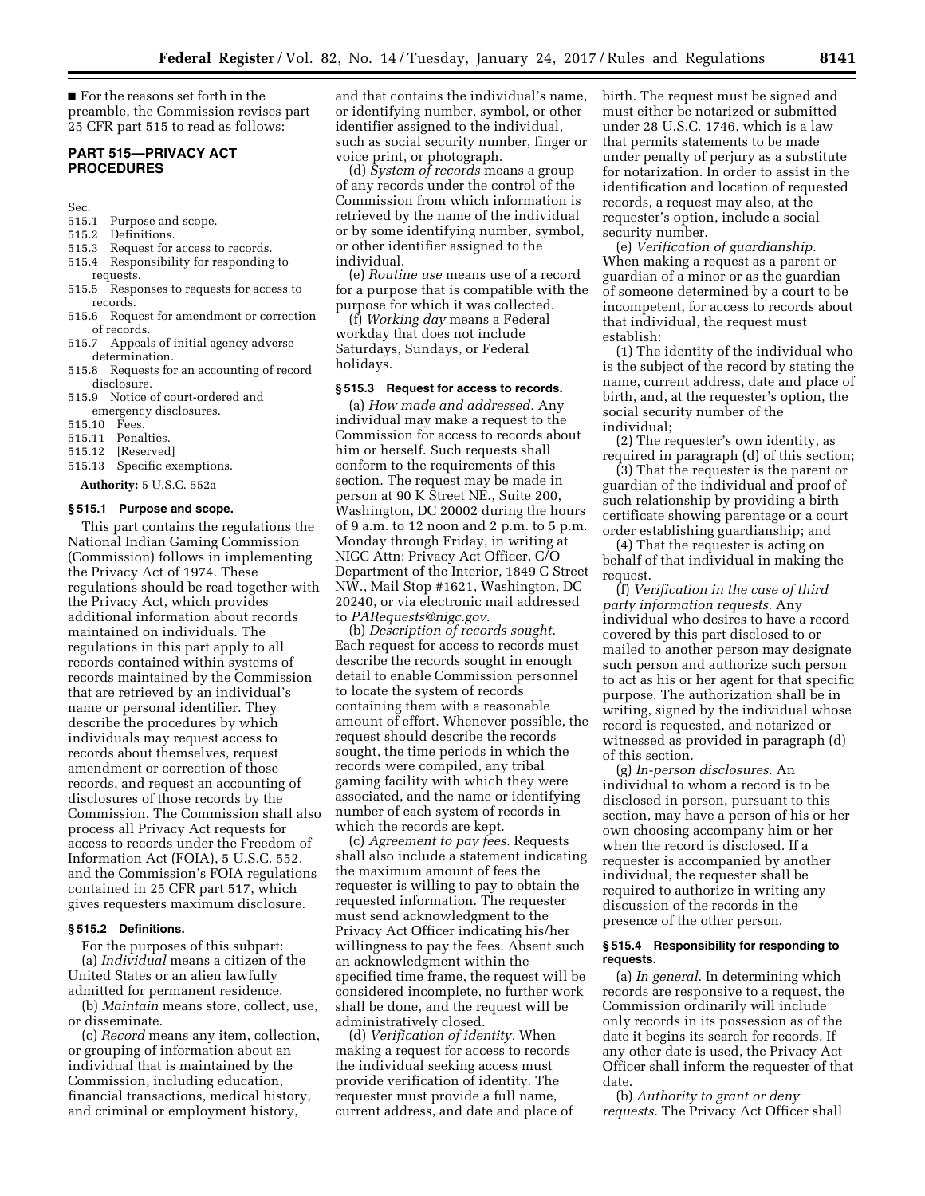■ For the reasons set forth in the preamble, the Commission revises part 25 CFR part 515 to read as follows:

## PART 515—PRIVACY ACT PROCEDURES

Sec.
- 515.1 Purpose and scope.
- 515.2 Definitions.
- 515.3 Request for access to records.
- 515.4 Responsibility for responding to requests.
- 515.5 Responses to requests for access to records.
- 515.6 Request for amendment or correction of records.
- 515.7 Appeals of initial agency adverse determination.
- 515.8 Requests for an accounting of record disclosure.
- 515.9 Notice of court-ordered and emergency disclosures.
- 515.10 Fees.
- 515.11 Penalties.
- 515.12 [Reserved]
- 515.13 Specific exemptions.

**Authority:** 5 U.S.C. 552a

### § 515.1 Purpose and scope.

This part contains the regulations the National Indian Gaming Commission (Commission) follows in implementing the Privacy Act of 1974. These regulations should be read together with the Privacy Act, which provides additional information about records maintained on individuals. The regulations in this part apply to all records contained within systems of records maintained by the Commission that are retrieved by an individual's name or personal identifier. They describe the procedures by which individuals may request access to records about themselves, request amendment or correction of those records, and request an accounting of disclosures of those records by the Commission. The Commission shall also process all Privacy Act requests for access to records under the Freedom of Information Act (FOIA), 5 U.S.C. 552, and the Commission's FOIA regulations contained in 25 CFR part 517, which gives requesters maximum disclosure.

### § 515.2 Definitions.

For the purposes of this subpart:

(a) *Individual* means a citizen of the United States or an alien lawfully admitted for permanent residence.

(b) *Maintain* means store, collect, use, or disseminate.

(c) *Record* means any item, collection, or grouping of information about an individual that is maintained by the Commission, including education, financial transactions, medical history, and criminal or employment history, and that contains the individual's name, or identifying number, symbol, or other identifier assigned to the individual, such as social security number, finger or voice print, or photograph.

(d) *System of records* means a group of any records under the control of the Commission from which information is retrieved by the name of the individual or by some identifying number, symbol, or other identifier assigned to the individual.

(e) *Routine use* means use of a record for a purpose that is compatible with the purpose for which it was collected.

(f) *Working day* means a Federal workday that does not include Saturdays, Sundays, or Federal holidays.

### § 515.3 Request for access to records.

(a) *How made and addressed.* Any individual may make a request to the Commission for access to records about him or herself. Such requests shall conform to the requirements of this section. The request may be made in person at 90 K Street NE., Suite 200, Washington, DC 20002 during the hours of 9 a.m. to 12 noon and 2 p.m. to 5 p.m. Monday through Friday, in writing at NIGC Attn: Privacy Act Officer, C/O Department of the Interior, 1849 C Street NW., Mail Stop #1621, Washington, DC 20240, or via electronic mail addressed to *PARequests@nigc.gov.*

(b) *Description of records sought.* Each request for access to records must describe the records sought in enough detail to enable Commission personnel to locate the system of records containing them with a reasonable amount of effort. Whenever possible, the request should describe the records sought, the time periods in which the records were compiled, any tribal gaming facility with which they were associated, and the name or identifying number of each system of records in which the records are kept.

(c) *Agreement to pay fees.* Requests shall also include a statement indicating the maximum amount of fees the requester is willing to pay to obtain the requested information. The requester must send acknowledgment to the Privacy Act Officer indicating his/her willingness to pay the fees. Absent such an acknowledgment within the specified time frame, the request will be considered incomplete, no further work shall be done, and the request will be administratively closed.

(d) *Verification of identity.* When making a request for access to records the individual seeking access must provide verification of identity. The requester must provide a full name, current address, and date and place of birth. The request must be signed and must either be notarized or submitted under 28 U.S.C. 1746, which is a law that permits statements to be made under penalty of perjury as a substitute for notarization. In order to assist in the identification and location of requested records, a request may also, at the requester's option, include a social security number.

(e) *Verification of guardianship.* When making a request as a parent or guardian of a minor or as the guardian of someone determined by a court to be incompetent, for access to records about that individual, the request must establish:

(1) The identity of the individual who is the subject of the record by stating the name, current address, date and place of birth, and, at the requester's option, the social security number of the individual;

(2) The requester's own identity, as required in paragraph (d) of this section;

(3) That the requester is the parent or guardian of the individual and proof of such relationship by providing a birth certificate showing parentage or a court order establishing guardianship; and

(4) That the requester is acting on behalf of that individual in making the request.

(f) *Verification in the case of third party information requests.* Any individual who desires to have a record covered by this part disclosed to or mailed to another person may designate such person and authorize such person to act as his or her agent for that specific purpose. The authorization shall be in writing, signed by the individual whose record is requested, and notarized or witnessed as provided in paragraph (d) of this section.

(g) *In-person disclosures.* An individual to whom a record is to be disclosed in person, pursuant to this section, may have a person of his or her own choosing accompany him or her when the record is disclosed. If a requester is accompanied by another individual, the requester shall be required to authorize in writing any discussion of the records in the presence of the other person.

### § 515.4 Responsibility for responding to requests.

(a) *In general.* In determining which records are responsive to a request, the Commission ordinarily will include only records in its possession as of the date it begins its search for records. If any other date is used, the Privacy Act Officer shall inform the requester of that date.

(b) *Authority to grant or deny requests.* The Privacy Act Officer shall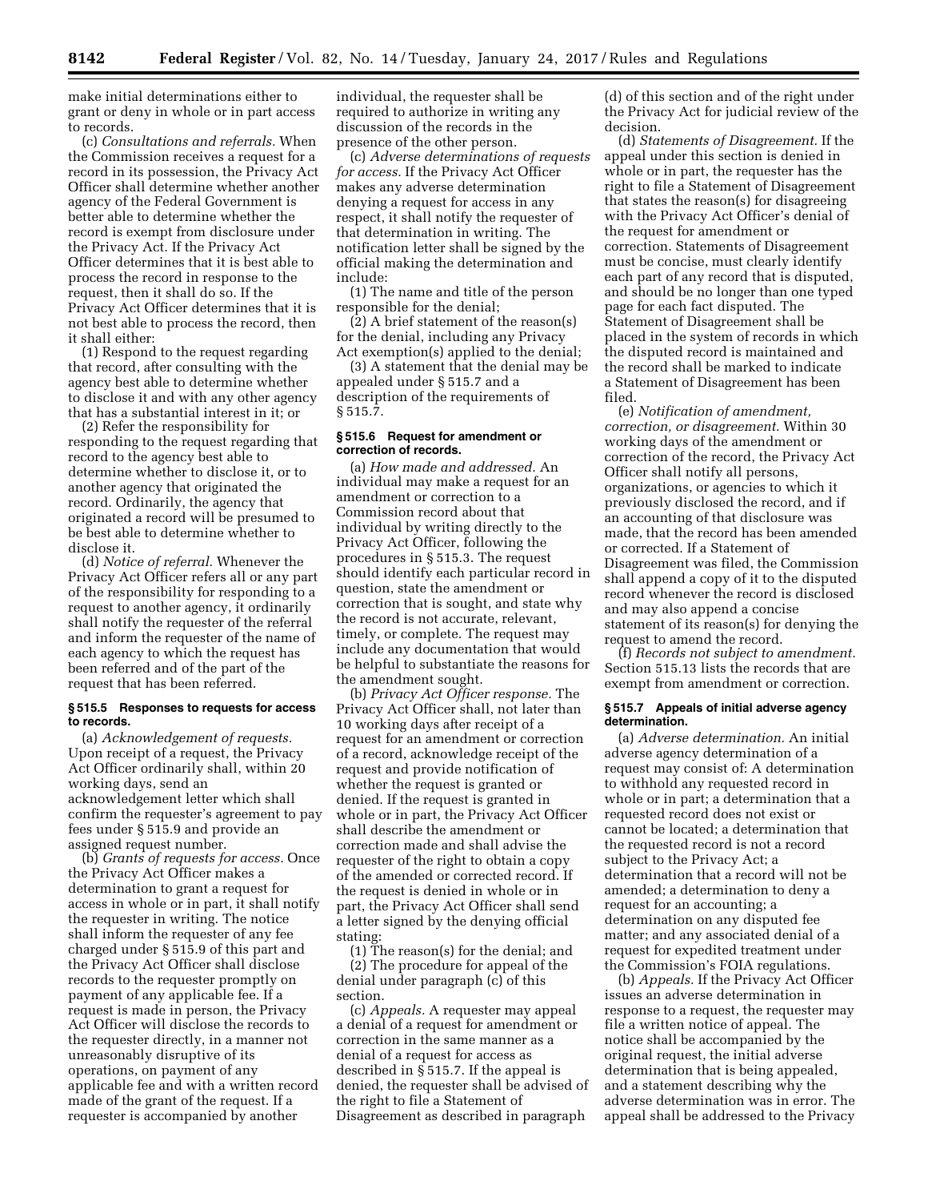make initial determinations either to grant or deny in whole or in part access to records.

(c) *Consultations and referrals.* When the Commission receives a request for a record in its possession, the Privacy Act Officer shall determine whether another agency of the Federal Government is better able to determine whether the record is exempt from disclosure under the Privacy Act. If the Privacy Act Officer determines that it is best able to process the record in response to the request, then it shall do so. If the Privacy Act Officer determines that it is not best able to process the record, then it shall either:

(1) Respond to the request regarding that record, after consulting with the agency best able to determine whether to disclose it and with any other agency that has a substantial interest in it; or

(2) Refer the responsibility for responding to the request regarding that record to the agency best able to determine whether to disclose it, or to another agency that originated the record. Ordinarily, the agency that originated a record will be presumed to be best able to determine whether to disclose it.

(d) *Notice of referral.* Whenever the Privacy Act Officer refers all or any part of the responsibility for responding to a request to another agency, it ordinarily shall notify the requester of the referral and inform the requester of the name of each agency to which the request has been referred and of the part of the request that has been referred.

### § 515.5 Responses to requests for access to records.

(a) *Acknowledgement of requests.* Upon receipt of a request, the Privacy Act Officer ordinarily shall, within 20 working days, send an acknowledgement letter which shall confirm the requester's agreement to pay fees under § 515.9 and provide an assigned request number.

(b) *Grants of requests for access.* Once the Privacy Act Officer makes a determination to grant a request for access in whole or in part, it shall notify the requester in writing. The notice shall inform the requester of any fee charged under § 515.9 of this part and the Privacy Act Officer shall disclose records to the requester promptly on payment of any applicable fee. If a request is made in person, the Privacy Act Officer will disclose the records to the requester directly, in a manner not unreasonably disruptive of its operations, on payment of any applicable fee and with a written record made of the grant of the request. If a requester is accompanied by another individual, the requester shall be required to authorize in writing any discussion of the records in the presence of the other person.

(c) *Adverse determinations of requests for access.* If the Privacy Act Officer makes any adverse determination denying a request for access in any respect, it shall notify the requester of that determination in writing. The notification letter shall be signed by the official making the determination and include:

(1) The name and title of the person responsible for the denial;

(2) A brief statement of the reason(s) for the denial, including any Privacy Act exemption(s) applied to the denial;

(3) A statement that the denial may be appealed under § 515.7 and a description of the requirements of § 515.7.

### § 515.6 Request for amendment or correction of records.

(a) *How made and addressed.* An individual may make a request for an amendment or correction to a Commission record about that individual by writing directly to the Privacy Act Officer, following the procedures in § 515.3. The request should identify each particular record in question, state the amendment or correction that is sought, and state why the record is not accurate, relevant, timely, or complete. The request may include any documentation that would be helpful to substantiate the reasons for the amendment sought.

(b) *Privacy Act Officer response.* The Privacy Act Officer shall, not later than 10 working days after receipt of a request for an amendment or correction of a record, acknowledge receipt of the request and provide notification of whether the request is granted or denied. If the request is granted in whole or in part, the Privacy Act Officer shall describe the amendment or correction made and shall advise the requester of the right to obtain a copy of the amended or corrected record. If the request is denied in whole or in part, the Privacy Act Officer shall send a letter signed by the denying official stating:

(1) The reason(s) for the denial; and

(2) The procedure for appeal of the denial under paragraph (c) of this section.

(c) *Appeals.* A requester may appeal a denial of a request for amendment or correction in the same manner as a denial of a request for access as described in § 515.7. If the appeal is denied, the requester shall be advised of the right to file a Statement of Disagreement as described in paragraph (d) of this section and of the right under the Privacy Act for judicial review of the decision.

(d) *Statements of Disagreement.* If the appeal under this section is denied in whole or in part, the requester has the right to file a Statement of Disagreement that states the reason(s) for disagreeing with the Privacy Act Officer's denial of the request for amendment or correction. Statements of Disagreement must be concise, must clearly identify each part of any record that is disputed, and should be no longer than one typed page for each fact disputed. The Statement of Disagreement shall be placed in the system of records in which the disputed record is maintained and the record shall be marked to indicate a Statement of Disagreement has been filed.

(e) *Notification of amendment, correction, or disagreement.* Within 30 working days of the amendment or correction of the record, the Privacy Act Officer shall notify all persons, organizations, or agencies to which it previously disclosed the record, and if an accounting of that disclosure was made, that the record has been amended or corrected. If a Statement of Disagreement was filed, the Commission shall append a copy of it to the disputed record whenever the record is disclosed and may also append a concise statement of its reason(s) for denying the request to amend the record.

(f) *Records not subject to amendment.* Section 515.13 lists the records that are exempt from amendment or correction.

### § 515.7 Appeals of initial adverse agency determination.

(a) *Adverse determination.* An initial adverse agency determination of a request may consist of: A determination to withhold any requested record in whole or in part; a determination that a requested record does not exist or cannot be located; a determination that the requested record is not a record subject to the Privacy Act; a determination that a record will not be amended; a determination to deny a request for an accounting; a determination on any disputed fee matter; and any associated denial of a request for expedited treatment under the Commission's FOIA regulations.

(b) *Appeals.* If the Privacy Act Officer issues an adverse determination in response to a request, the requester may file a written notice of appeal. The notice shall be accompanied by the original request, the initial adverse determination that is being appealed, and a statement describing why the adverse determination was in error. The appeal shall be addressed to the Privacy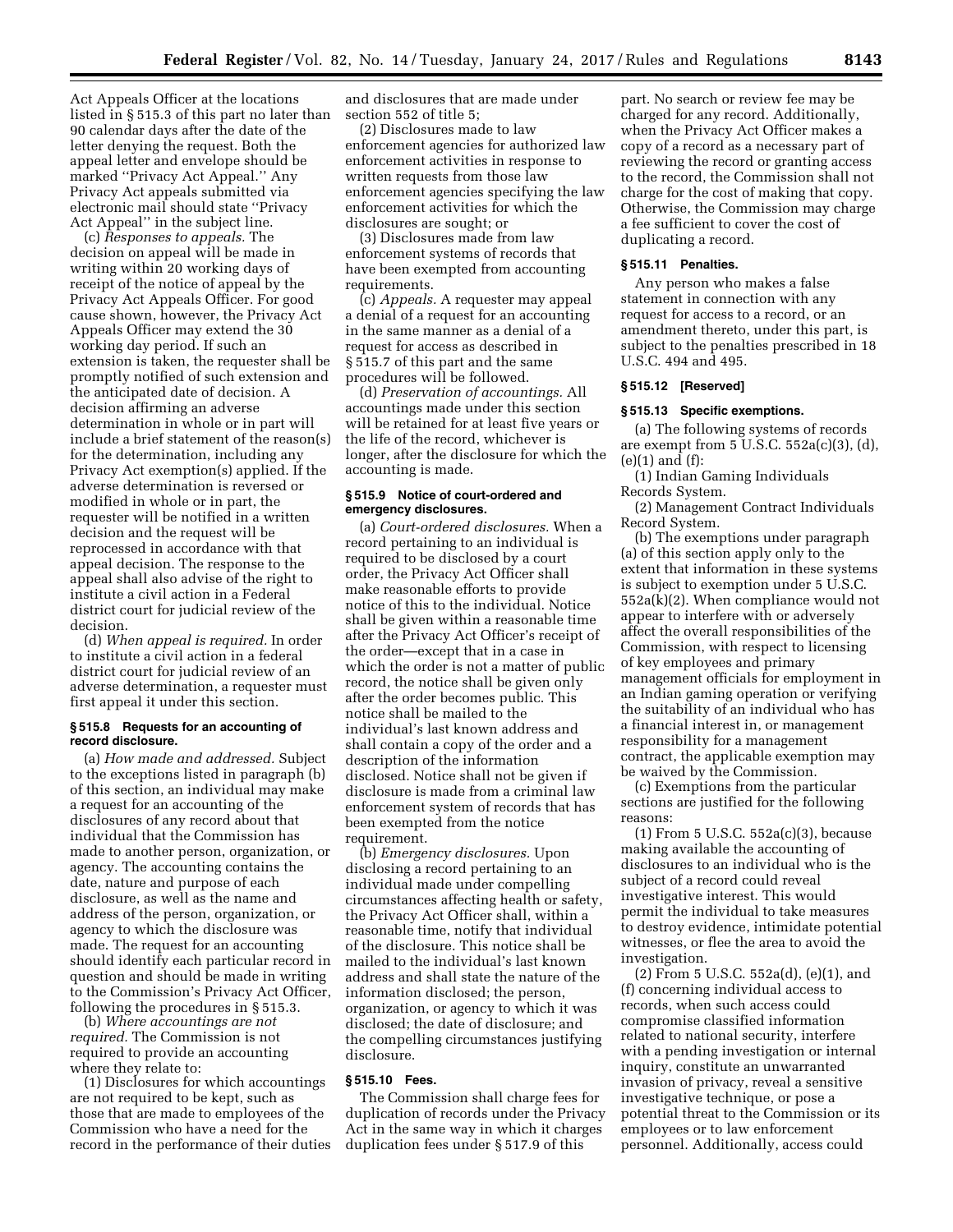Act Appeals Officer at the locations listed in § 515.3 of this part no later than 90 calendar days after the date of the letter denying the request. Both the appeal letter and envelope should be marked ''Privacy Act Appeal.'' Any Privacy Act appeals submitted via electronic mail should state ''Privacy Act Appeal'' in the subject line.

(c) *Responses to appeals.* The decision on appeal will be made in writing within 20 working days of receipt of the notice of appeal by the Privacy Act Appeals Officer. For good cause shown, however, the Privacy Act Appeals Officer may extend the 30 working day period. If such an extension is taken, the requester shall be promptly notified of such extension and the anticipated date of decision. A decision affirming an adverse determination in whole or in part will include a brief statement of the reason(s) for the determination, including any Privacy Act exemption(s) applied. If the adverse determination is reversed or modified in whole or in part, the requester will be notified in a written decision and the request will be reprocessed in accordance with that appeal decision. The response to the appeal shall also advise of the right to institute a civil action in a Federal district court for judicial review of the decision.

(d) *When appeal is required.* In order to institute a civil action in a federal district court for judicial review of an adverse determination, a requester must first appeal it under this section.

### § 515.8 Requests for an accounting of record disclosure.

(a) *How made and addressed.* Subject to the exceptions listed in paragraph (b) of this section, an individual may make a request for an accounting of the disclosures of any record about that individual that the Commission has made to another person, organization, or agency. The accounting contains the date, nature and purpose of each disclosure, as well as the name and address of the person, organization, or agency to which the disclosure was made. The request for an accounting should identify each particular record in question and should be made in writing to the Commission's Privacy Act Officer, following the procedures in § 515.3.

(b) *Where accountings are not required.* The Commission is not required to provide an accounting where they relate to:

(1) Disclosures for which accountings are not required to be kept, such as those that are made to employees of the Commission who have a need for the record in the performance of their duties and disclosures that are made under section 552 of title 5;

(2) Disclosures made to law enforcement agencies for authorized law enforcement activities in response to written requests from those law enforcement agencies specifying the law enforcement activities for which the disclosures are sought; or

(3) Disclosures made from law enforcement systems of records that have been exempted from accounting requirements.

(c) *Appeals.* A requester may appeal a denial of a request for an accounting in the same manner as a denial of a request for access as described in § 515.7 of this part and the same procedures will be followed.

(d) *Preservation of accountings.* All accountings made under this section will be retained for at least five years or the life of the record, whichever is longer, after the disclosure for which the accounting is made.

### § 515.9 Notice of court-ordered and emergency disclosures.

(a) *Court-ordered disclosures.* When a record pertaining to an individual is required to be disclosed by a court order, the Privacy Act Officer shall make reasonable efforts to provide notice of this to the individual. Notice shall be given within a reasonable time after the Privacy Act Officer's receipt of the order—except that in a case in which the order is not a matter of public record, the notice shall be given only after the order becomes public. This notice shall be mailed to the individual's last known address and shall contain a copy of the order and a description of the information disclosed. Notice shall not be given if disclosure is made from a criminal law enforcement system of records that has been exempted from the notice requirement.

(b) *Emergency disclosures.* Upon disclosing a record pertaining to an individual made under compelling circumstances affecting health or safety, the Privacy Act Officer shall, within a reasonable time, notify that individual of the disclosure. This notice shall be mailed to the individual's last known address and shall state the nature of the information disclosed; the person, organization, or agency to which it was disclosed; the date of disclosure; and the compelling circumstances justifying disclosure.

### § 515.10 Fees.

The Commission shall charge fees for duplication of records under the Privacy Act in the same way in which it charges duplication fees under § 517.9 of this part. No search or review fee may be charged for any record. Additionally, when the Privacy Act Officer makes a copy of a record as a necessary part of reviewing the record or granting access to the record, the Commission shall not charge for the cost of making that copy. Otherwise, the Commission may charge a fee sufficient to cover the cost of duplicating a record.

### § 515.11 Penalties.

Any person who makes a false statement in connection with any request for access to a record, or an amendment thereto, under this part, is subject to the penalties prescribed in 18 U.S.C. 494 and 495.

### § 515.12 [Reserved]

### § 515.13 Specific exemptions.

(a) The following systems of records are exempt from 5 U.S.C. 552a(c)(3), (d), (e)(1) and (f):

(1) Indian Gaming Individuals Records System.

(2) Management Contract Individuals Record System.

(b) The exemptions under paragraph (a) of this section apply only to the extent that information in these systems is subject to exemption under 5 U.S.C. 552a(k)(2). When compliance would not appear to interfere with or adversely affect the overall responsibilities of the Commission, with respect to licensing of key employees and primary management officials for employment in an Indian gaming operation or verifying the suitability of an individual who has a financial interest in, or management responsibility for a management contract, the applicable exemption may be waived by the Commission.

(c) Exemptions from the particular sections are justified for the following reasons:

(1) From 5 U.S.C. 552a(c)(3), because making available the accounting of disclosures to an individual who is the subject of a record could reveal investigative interest. This would permit the individual to take measures to destroy evidence, intimidate potential witnesses, or flee the area to avoid the investigation.

(2) From 5 U.S.C. 552a(d), (e)(1), and (f) concerning individual access to records, when such access could compromise classified information related to national security, interfere with a pending investigation or internal inquiry, constitute an unwarranted invasion of privacy, reveal a sensitive investigative technique, or pose a potential threat to the Commission or its employees or to law enforcement personnel. Additionally, access could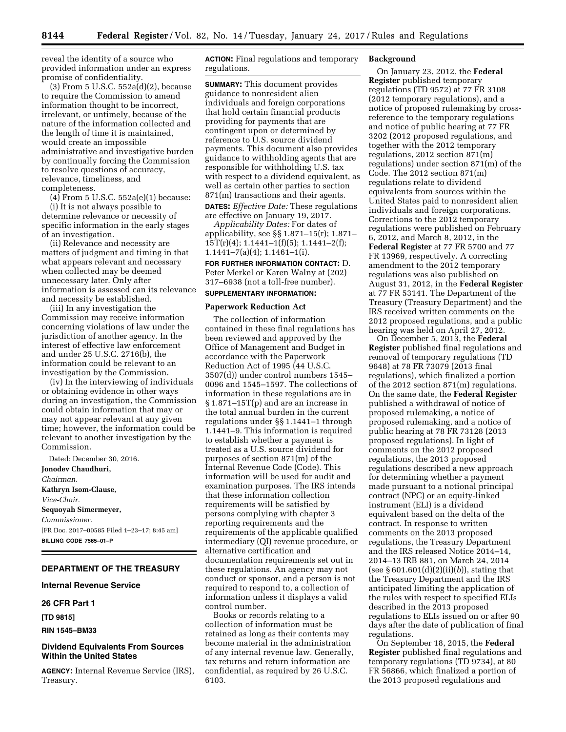reveal the identity of a source who provided information under an express promise of confidentiality.

(3) From 5 U.S.C. 552a(d)(2), because to require the Commission to amend information thought to be incorrect, irrelevant, or untimely, because of the nature of the information collected and the length of time it is maintained, would create an impossible administrative and investigative burden by continually forcing the Commission to resolve questions of accuracy, relevance, timeliness, and completeness.

(4) From 5 U.S.C. 552a(e)(1) because:

(i) It is not always possible to determine relevance or necessity of specific information in the early stages of an investigation.

(ii) Relevance and necessity are matters of judgment and timing in that what appears relevant and necessary when collected may be deemed unnecessary later. Only after information is assessed can its relevance and necessity be established.

(iii) In any investigation the Commission may receive information concerning violations of law under the jurisdiction of another agency. In the interest of effective law enforcement and under 25 U.S.C. 2716(b), the information could be relevant to an investigation by the Commission.

(iv) In the interviewing of individuals or obtaining evidence in other ways during an investigation, the Commission could obtain information that may or may not appear relevant at any given time; however, the information could be relevant to another investigation by the Commission.

Dated: December 30, 2016.

**Jonodev Chaudhuri,**
*Chairman.*

**Kathryn Isom-Clause,**
*Vice-Chair.*

**Sequoyah Simermeyer,**
*Commissioner.*

[FR Doc. 2017–00585 Filed 1–23–17; 8:45 am]

**BILLING CODE 7565–01–P**

## DEPARTMENT OF THE TREASURY

### Internal Revenue Service

### 26 CFR Part 1

**[TD 9815]**

**RIN 1545–BM33**

### Dividend Equivalents From Sources Within the United States

**AGENCY:** Internal Revenue Service (IRS), Treasury.

**ACTION:** Final regulations and temporary regulations.

**SUMMARY:** This document provides guidance to nonresident alien individuals and foreign corporations that hold certain financial products providing for payments that are contingent upon or determined by reference to U.S. source dividend payments. This document also provides guidance to withholding agents that are responsible for withholding U.S. tax with respect to a dividend equivalent, as well as certain other parties to section 871(m) transactions and their agents.

**DATES:** *Effective Date:* These regulations are effective on January 19, 2017.

*Applicability Dates:* For dates of applicability, see §§ 1.871–15(r); 1.871–15T(r)(4); 1.1441–1(f)(5); 1.1441–2(f); 1.1441–7(a)(4); 1.1461–1(i).

**FOR FURTHER INFORMATION CONTACT:** D. Peter Merkel or Karen Walny at (202) 317–6938 (not a toll-free number).

**SUPPLEMENTARY INFORMATION:**

#### Paperwork Reduction Act

The collection of information contained in these final regulations has been reviewed and approved by the Office of Management and Budget in accordance with the Paperwork Reduction Act of 1995 (44 U.S.C. 3507(d)) under control numbers 1545–0096 and 1545–1597. The collections of information in these regulations are in § 1.871–15T(p) and are an increase in the total annual burden in the current regulations under §§ 1.1441–1 through 1.1441–9. This information is required to establish whether a payment is treated as a U.S. source dividend for purposes of section 871(m) of the Internal Revenue Code (Code). This information will be used for audit and examination purposes. The IRS intends that these information collection requirements will be satisfied by persons complying with chapter 3 reporting requirements and the requirements of the applicable qualified intermediary (QI) revenue procedure, or alternative certification and documentation requirements set out in these regulations. An agency may not conduct or sponsor, and a person is not required to respond to, a collection of information unless it displays a valid control number.

Books or records relating to a collection of information must be retained as long as their contents may become material in the administration of any internal revenue law. Generally, tax returns and return information are confidential, as required by 26 U.S.C. 6103.

#### Background

On January 23, 2012, the **Federal Register** published temporary regulations (TD 9572) at 77 FR 3108 (2012 temporary regulations), and a notice of proposed rulemaking by cross-reference to the temporary regulations and notice of public hearing at 77 FR 3202 (2012 proposed regulations, and together with the 2012 temporary regulations, 2012 section 871(m) regulations) under section 871(m) of the Code. The 2012 section 871(m) regulations relate to dividend equivalents from sources within the United States paid to nonresident alien individuals and foreign corporations. Corrections to the 2012 temporary regulations were published on February 6, 2012, and March 8, 2012, in the **Federal Register** at 77 FR 5700 and 77 FR 13969, respectively. A correcting amendment to the 2012 temporary regulations was also published on August 31, 2012, in the **Federal Register** at 77 FR 53141. The Department of the Treasury (Treasury Department) and the IRS received written comments on the 2012 proposed regulations, and a public hearing was held on April 27, 2012.

On December 5, 2013, the **Federal Register** published final regulations and removal of temporary regulations (TD 9648) at 78 FR 73079 (2013 final regulations), which finalized a portion of the 2012 section 871(m) regulations. On the same date, the **Federal Register** published a withdrawal of notice of proposed rulemaking, a notice of proposed rulemaking, and a notice of public hearing at 78 FR 73128 (2013 proposed regulations). In light of comments on the 2012 proposed regulations, the 2013 proposed regulations described a new approach for determining whether a payment made pursuant to a notional principal contract (NPC) or an equity-linked instrument (ELI) is a dividend equivalent based on the delta of the contract. In response to written comments on the 2013 proposed regulations, the Treasury Department and the IRS released Notice 2014–14, 2014–13 IRB 881, on March 24, 2014 (see § 601.601(d)(2)(ii)(*b*)), stating that the Treasury Department and the IRS anticipated limiting the application of the rules with respect to specified ELIs described in the 2013 proposed regulations to ELIs issued on or after 90 days after the date of publication of final regulations.

On September 18, 2015, the **Federal Register** published final regulations and temporary regulations (TD 9734), at 80 FR 56866, which finalized a portion of the 2013 proposed regulations and